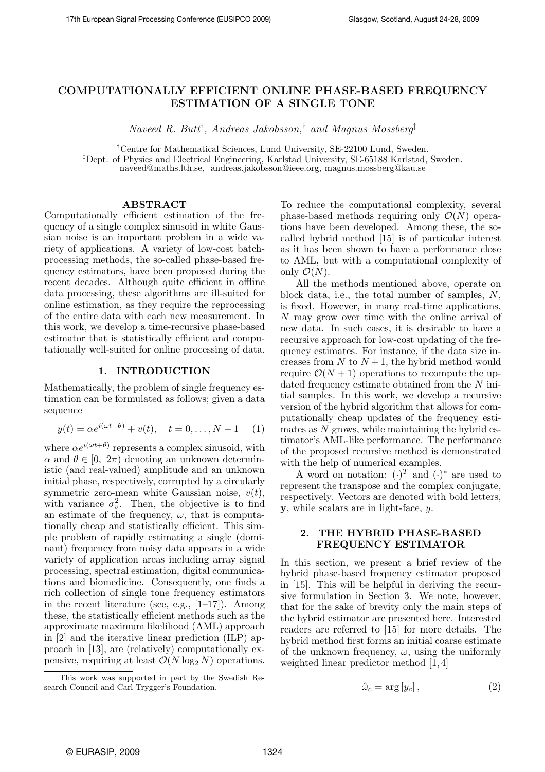# COMPUTATIONALLY EFFICIENT ONLINE PHASE-BASED FREQUENCY ESTIMATION OF A SINGLE TONE

*Naveed R. Butt*[†], *Andreas Jakobsson,*[†] *and Magnus Mossberg*[‡]

[†]Centre for Mathematical Sciences, Lund University, SE-22100 Lund, Sweden.
[‡]Dept. of Physics and Electrical Engineering, Karlstad University, SE-65188 Karlstad, Sweden.
naveed@maths.lth.se, andreas.jakobsson@ieee.org, magnus.mossberg@kau.se

## ABSTRACT

Computationally efficient estimation of the frequency of a single complex sinusoid in white Gaussian noise is an important problem in a wide variety of applications. A variety of low-cost batch-processing methods, the so-called phase-based frequency estimators, have been proposed during the recent decades. Although quite efficient in offline data processing, these algorithms are ill-suited for online estimation, as they require the reprocessing of the entire data with each new measurement. In this work, we develop a time-recursive phase-based estimator that is statistically efficient and computationally well-suited for online processing of data.

## 1. INTRODUCTION

Mathematically, the problem of single frequency estimation can be formulated as follows; given a data sequence

$$y(t) = \alpha e^{i(\omega t + \theta)} + v(t), \quad t = 0, \ldots, N-1 \tag{1}$$

where $\alpha e^{i(\omega t+\theta)}$ represents a complex sinusoid, with $\alpha$ and $\theta \in [0,\ 2\pi)$ denoting an unknown deterministic (and real-valued) amplitude and an unknown initial phase, respectively, corrupted by a circularly symmetric zero-mean white Gaussian noise, $v(t)$, with variance $\sigma_v^2$. Then, the objective is to find an estimate of the frequency, $\omega$, that is computationally cheap and statistically efficient. This simple problem of rapidly estimating a single (dominant) frequency from noisy data appears in a wide variety of application areas including array signal processing, spectral estimation, digital communications and biomedicine. Consequently, one finds a rich collection of single tone frequency estimators in the recent literature (see, e.g., [1–17]). Among these, the statistically efficient methods such as the approximate maximum likelihood (AML) approach in [2] and the iterative linear prediction (ILP) approach in [13], are (relatively) computationally expensive, requiring at least $\mathcal{O}(N \log_2 N)$ operations. To reduce the computational complexity, several phase-based methods requiring only $\mathcal{O}(N)$ operations have been developed. Among these, the so-called hybrid method [15] is of particular interest as it has been shown to have a performance close to AML, but with a computational complexity of only $\mathcal{O}(N)$.

All the methods mentioned above, operate on block data, i.e., the total number of samples, $N$, is fixed. However, in many real-time applications, $N$ may grow over time with the online arrival of new data. In such cases, it is desirable to have a recursive approach for low-cost updating of the frequency estimates. For instance, if the data size increases from $N$ to $N+1$, the hybrid method would require $\mathcal{O}(N+1)$ operations to recompute the updated frequency estimate obtained from the $N$ initial samples. In this work, we develop a recursive version of the hybrid algorithm that allows for computationally cheap updates of the frequency estimates as $N$ grows, while maintaining the hybrid estimator's AML-like performance. The performance of the proposed recursive method is demonstrated with the help of numerical examples.

A word on notation: $(\cdot)^T$ and $(\cdot)^*$ are used to represent the transpose and the complex conjugate, respectively. Vectors are denoted with bold letters, $\mathbf{y}$, while scalars are in light-face, $y$.

## 2. THE HYBRID PHASE-BASED FREQUENCY ESTIMATOR

In this section, we present a brief review of the hybrid phase-based frequency estimator proposed in [15]. This will be helpful in deriving the recursive formulation in Section 3. We note, however, that for the sake of brevity only the main steps of the hybrid estimator are presented here. Interested readers are referred to [15] for more details. The hybrid method first forms an initial coarse estimate of the unknown frequency, $\omega$, using the uniformly weighted linear predictor method [1, 4]

$$\hat{\omega}_c = \arg\left[y_c\right], \tag{2}$$

This work was supported in part by the Swedish Research Council and Carl Trygger's Foundation.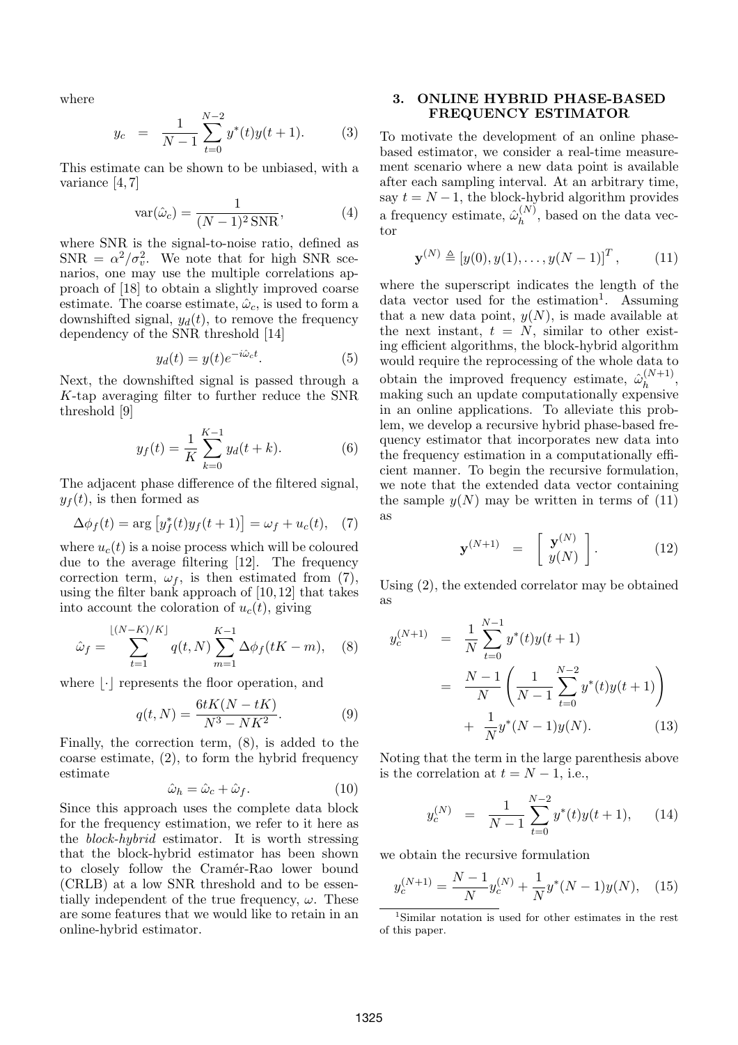where

$$y_c = \frac{1}{N-1} \sum_{t=0}^{N-2} y^*(t) y(t+1). \qquad (3)$$

This estimate can be shown to be unbiased, with a variance [4, 7]

$$\mathrm{var}(\hat{\omega}_c) = \frac{1}{(N-1)^2 \,\mathrm{SNR}}, \qquad (4)$$

where SNR is the signal-to-noise ratio, defined as $\mathrm{SNR} = \alpha^2/\sigma_v^2$. We note that for high SNR scenarios, one may use the multiple correlations approach of [18] to obtain a slightly improved coarse estimate. The coarse estimate, $\hat{\omega}_c$, is used to form a downshifted signal, $y_d(t)$, to remove the frequency dependency of the SNR threshold [14]

$$y_d(t) = y(t) e^{-i\hat{\omega}_c t}. \qquad (5)$$

Next, the downshifted signal is passed through a $K$-tap averaging filter to further reduce the SNR threshold [9]

$$y_f(t) = \frac{1}{K} \sum_{k=0}^{K-1} y_d(t+k). \qquad (6)$$

The adjacent phase difference of the filtered signal, $y_f(t)$, is then formed as

$$\Delta\phi_f(t) = \arg\left[ y_f^*(t) y_f(t+1) \right] = \omega_f + u_c(t), \quad (7)$$

where $u_c(t)$ is a noise process which will be coloured due to the average filtering [12]. The frequency correction term, $\omega_f$, is then estimated from (7), using the filter bank approach of [10, 12] that takes into account the coloration of $u_c(t)$, giving

$$\hat{\omega}_f = \sum_{t=1}^{\lfloor (N-K)/K \rfloor} q(t, N) \sum_{m=1}^{K-1} \Delta\phi_f(tK - m), \quad (8)$$

where $\lfloor \cdot \rfloor$ represents the floor operation, and

$$q(t, N) = \frac{6tK(N - tK)}{N^3 - NK^2}. \qquad (9)$$

Finally, the correction term, (8), is added to the coarse estimate, (2), to form the hybrid frequency estimate

$$\hat{\omega}_h = \hat{\omega}_c + \hat{\omega}_f. \qquad (10)$$

Since this approach uses the complete data block for the frequency estimation, we refer to it here as the *block-hybrid* estimator. It is worth stressing that the block-hybrid estimator has been shown to closely follow the Cramér-Rao lower bound (CRLB) at a low SNR threshold and to be essentially independent of the true frequency, $\omega$. These are some features that we would like to retain in an online-hybrid estimator.

## 3. ONLINE HYBRID PHASE-BASED FREQUENCY ESTIMATOR

To motivate the development of an online phase-based estimator, we consider a real-time measurement scenario where a new data point is available after each sampling interval. At an arbitrary time, say $t = N-1$, the block-hybrid algorithm provides a frequency estimate, $\hat{\omega}_h^{(N)}$, based on the data vector

$$\mathbf{y}^{(N)} \triangleq \left[ y(0), y(1), \ldots, y(N-1) \right]^T, \qquad (11)$$

where the superscript indicates the length of the data vector used for the estimation[1]. Assuming that a new data point, $y(N)$, is made available at the next instant, $t = N$, similar to other existing efficient algorithms, the block-hybrid algorithm would require the reprocessing of the whole data to obtain the improved frequency estimate, $\hat{\omega}_h^{(N+1)}$, making such an update computationally expensive in an online applications. To alleviate this problem, we develop a recursive hybrid phase-based frequency estimator that incorporates new data into the frequency estimation in a computationally efficient manner. To begin the recursive formulation, we note that the extended data vector containing the sample $y(N)$ may be written in terms of (11) as

$$\mathbf{y}^{(N+1)} = \begin{bmatrix} \mathbf{y}^{(N)} \\ y(N) \end{bmatrix}. \qquad (12)$$

Using (2), the extended correlator may be obtained as

$$\begin{aligned} y_c^{(N+1)} &= \frac{1}{N} \sum_{t=0}^{N-1} y^*(t) y(t+1) \\ &= \frac{N-1}{N} \left( \frac{1}{N-1} \sum_{t=0}^{N-2} y^*(t) y(t+1) \right) \\ &+ \frac{1}{N} y^*(N-1) y(N). \end{aligned} \qquad (13)$$

Noting that the term in the large parenthesis above is the correlation at $t = N-1$, i.e.,

$$y_c^{(N)} = \frac{1}{N-1} \sum_{t=0}^{N-2} y^*(t) y(t+1), \qquad (14)$$

we obtain the recursive formulation

$$y_c^{(N+1)} = \frac{N-1}{N} y_c^{(N)} + \frac{1}{N} y^*(N-1) y(N), \quad (15)$$

[1] Similar notation is used for other estimates in the rest of this paper.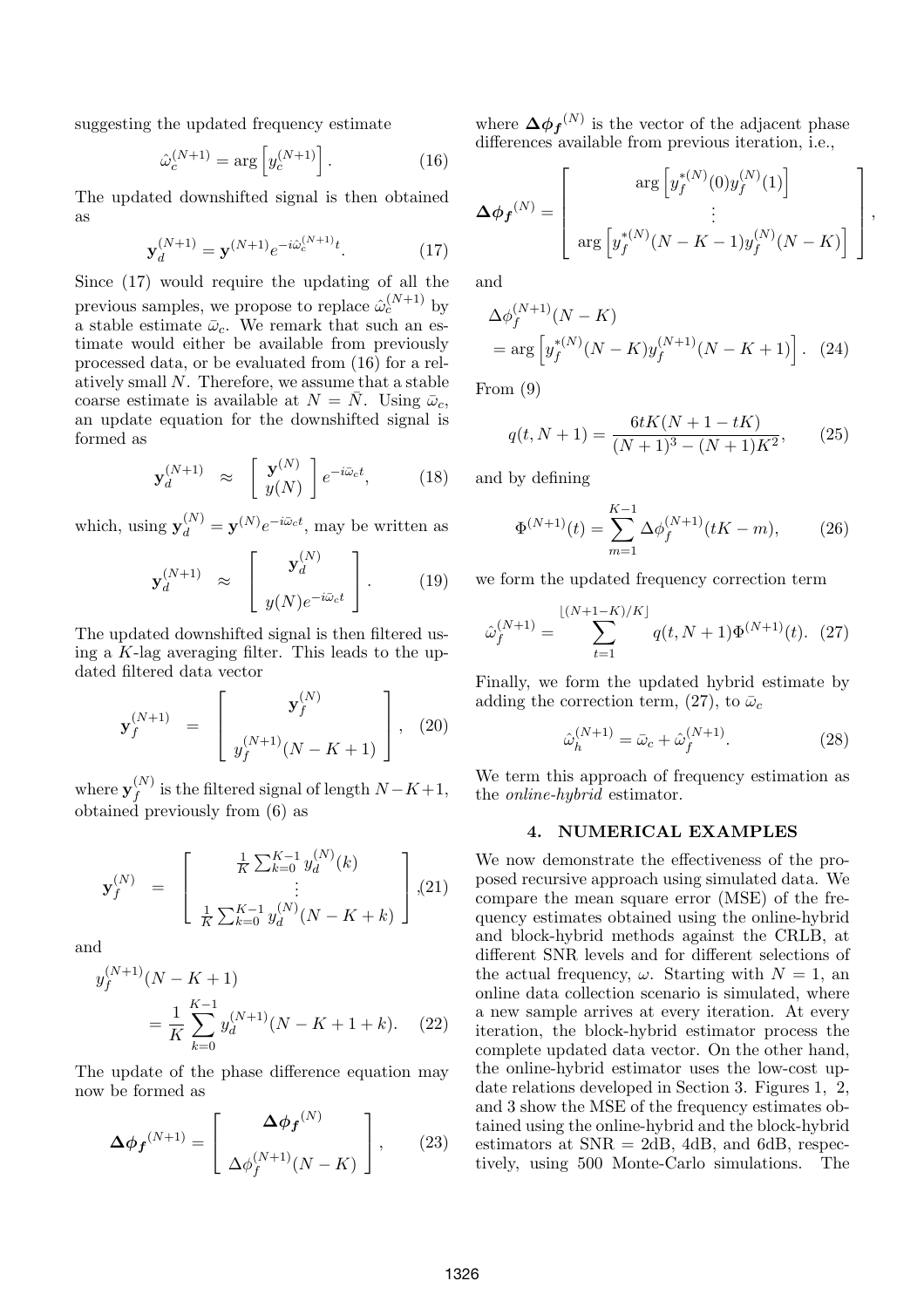suggesting the updated frequency estimate

$$\hat{\omega}_c^{(N+1)} = \arg\left[y_c^{(N+1)}\right]. \tag{16}$$

The updated downshifted signal is then obtained as

$$\mathbf{y}_d^{(N+1)} = \mathbf{y}^{(N+1)} e^{-i\hat{\omega}_c^{(N+1)} t}. \tag{17}$$

Since (17) would require the updating of all the previous samples, we propose to replace $\hat{\omega}_c^{(N+1)}$ by a stable estimate $\bar{\omega}_c$. We remark that such an estimate would either be available from previously processed data, or be evaluated from (16) for a relatively small $N$. Therefore, we assume that a stable coarse estimate is available at $N = \bar{N}$. Using $\bar{\omega}_c$, an update equation for the downshifted signal is formed as

$$\mathbf{y}_d^{(N+1)} \approx \begin{bmatrix} \mathbf{y}^{(N)} \\ y(N) \end{bmatrix} e^{-i\bar{\omega}_c t}, \tag{18}$$

which, using $\mathbf{y}_d^{(N)} = \mathbf{y}^{(N)} e^{-i\bar{\omega}_c t}$, may be written as

$$\mathbf{y}_d^{(N+1)} \approx \begin{bmatrix} \mathbf{y}_d^{(N)} \\ y(N) e^{-i\bar{\omega}_c t} \end{bmatrix}. \tag{19}$$

The updated downshifted signal is then filtered using a $K$-lag averaging filter. This leads to the updated filtered data vector

$$\mathbf{y}_f^{(N+1)} = \begin{bmatrix} \mathbf{y}_f^{(N)} \\ y_f^{(N+1)}(N-K+1) \end{bmatrix}, \tag{20}$$

where $\mathbf{y}_f^{(N)}$ is the filtered signal of length $N-K+1$, obtained previously from (6) as

$$\mathbf{y}_f^{(N)} = \begin{bmatrix} \frac{1}{K}\sum_{k=0}^{K-1} y_d^{(N)}(k) \\ \vdots \\ \frac{1}{K}\sum_{k=0}^{K-1} y_d^{(N)}(N-K+k) \end{bmatrix}, \tag{21}$$

and

$$y_f^{(N+1)}(N-K+1) = \frac{1}{K}\sum_{k=0}^{K-1} y_d^{(N+1)}(N-K+1+k). \tag{22}$$

The update of the phase difference equation may now be formed as

$$\boldsymbol{\Delta\phi_f}^{(N+1)} = \begin{bmatrix} \boldsymbol{\Delta\phi_f}^{(N)} \\ \Delta\phi_f^{(N+1)}(N-K) \end{bmatrix}, \tag{23}$$

where $\boldsymbol{\Delta\phi_f}^{(N)}$ is the vector of the adjacent phase differences available from previous iteration, i.e.,

$$\boldsymbol{\Delta\phi_f}^{(N)} = \begin{bmatrix} \arg\left[y_f^{*(N)}(0) y_f^{(N)}(1)\right] \\ \vdots \\ \arg\left[y_f^{*(N)}(N-K-1) y_f^{(N)}(N-K)\right] \end{bmatrix},$$

and

$$\Delta\phi_f^{(N+1)}(N-K) = \arg\left[y_f^{*(N)}(N-K) y_f^{(N+1)}(N-K+1)\right]. \tag{24}$$

From (9)

$$q(t, N+1) = \frac{6tK(N+1-tK)}{(N+1)^3 - (N+1)K^2}, \tag{25}$$

and by defining

$$\Phi^{(N+1)}(t) = \sum_{m=1}^{K-1} \Delta\phi_f^{(N+1)}(tK - m), \tag{26}$$

we form the updated frequency correction term

$$\hat{\omega}_f^{(N+1)} = \sum_{t=1}^{\lfloor (N+1-K)/K \rfloor} q(t, N+1)\Phi^{(N+1)}(t). \tag{27}$$

Finally, we form the updated hybrid estimate by adding the correction term, (27), to $\bar{\omega}_c$

$$\hat{\omega}_h^{(N+1)} = \bar{\omega}_c + \hat{\omega}_f^{(N+1)}. \tag{28}$$

We term this approach of frequency estimation as the *online-hybrid* estimator.

## 4. NUMERICAL EXAMPLES

We now demonstrate the effectiveness of the proposed recursive approach using simulated data. We compare the mean square error (MSE) of the frequency estimates obtained using the online-hybrid and block-hybrid methods against the CRLB, at different SNR levels and for different selections of the actual frequency, $\omega$. Starting with $N = 1$, an online data collection scenario is simulated, where a new sample arrives at every iteration. At every iteration, the block-hybrid estimator process the complete updated data vector. On the other hand, the online-hybrid estimator uses the low-cost update relations developed in Section 3. Figures 1, 2, and 3 show the MSE of the frequency estimates obtained using the online-hybrid and the block-hybrid estimators at SNR = 2dB, 4dB, and 6dB, respectively, using 500 Monte-Carlo simulations. The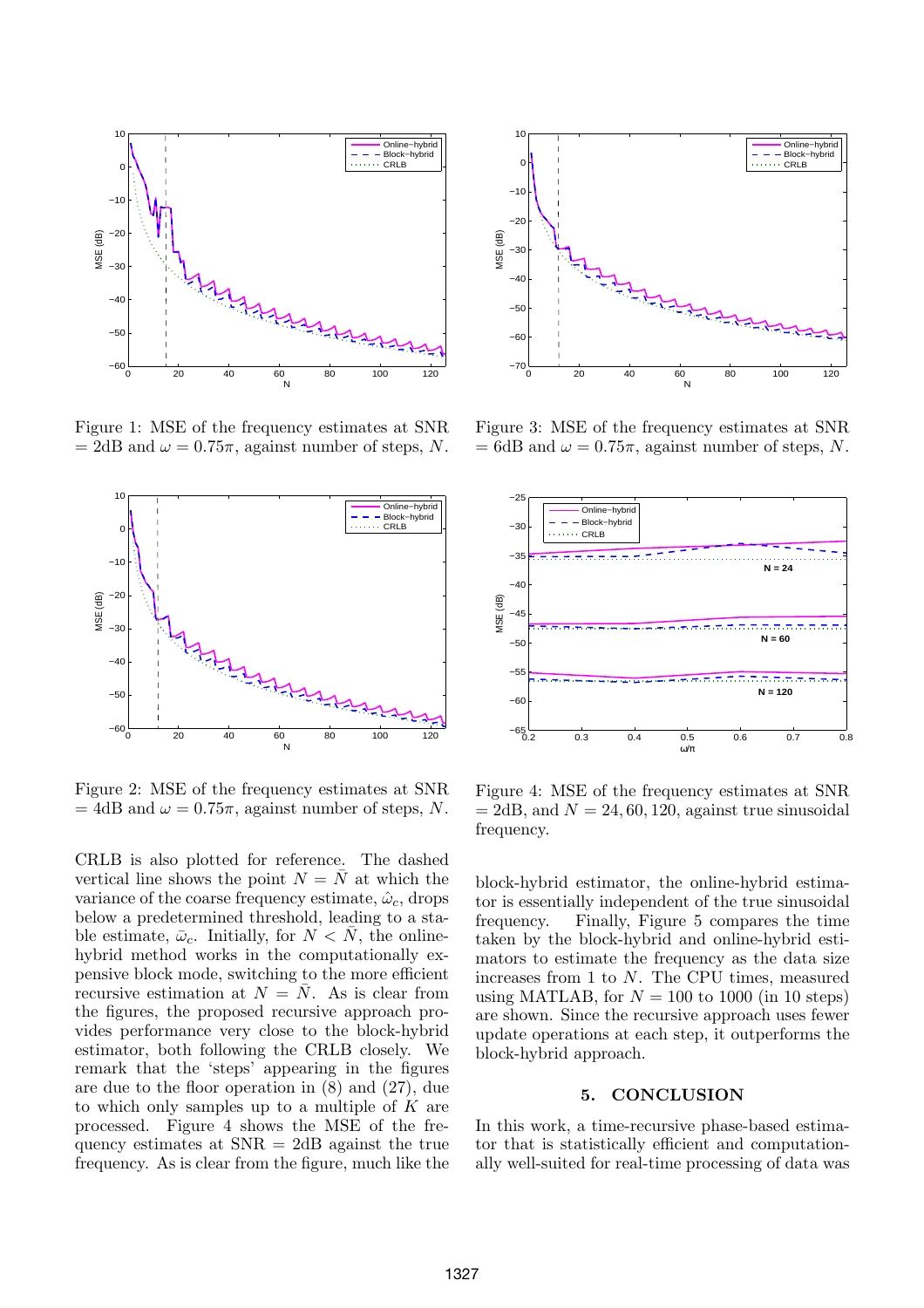Figure 1: MSE of the frequency estimates at SNR = 2dB and $\omega = 0.75\pi$, against number of steps, $N$.

Figure 2: MSE of the frequency estimates at SNR = 4dB and $\omega = 0.75\pi$, against number of steps, $N$.

Figure 3: MSE of the frequency estimates at SNR = 6dB and $\omega = 0.75\pi$, against number of steps, $N$.

Figure 4: MSE of the frequency estimates at SNR = 2dB, and $N = 24, 60, 120$, against true sinusoidal frequency.

CRLB is also plotted for reference. The dashed vertical line shows the point $N = \bar{N}$ at which the variance of the coarse frequency estimate, $\hat{\omega}_c$, drops below a predetermined threshold, leading to a stable estimate, $\bar{\omega}_c$. Initially, for $N < \bar{N}$, the online-hybrid method works in the computationally expensive block mode, switching to the more efficient recursive estimation at $N = \bar{N}$. As is clear from the figures, the proposed recursive approach provides performance very close to the block-hybrid estimator, both following the CRLB closely. We remark that the 'steps' appearing in the figures are due to the floor operation in (8) and (27), due to which only samples up to a multiple of $K$ are processed. Figure 4 shows the MSE of the frequency estimates at SNR = 2dB against the true frequency. As is clear from the figure, much like the block-hybrid estimator, the online-hybrid estimator is essentially independent of the true sinusoidal frequency. Finally, Figure 5 compares the time taken by the block-hybrid and online-hybrid estimators to estimate the frequency as the data size increases from 1 to $N$. The CPU times, measured using MATLAB, for $N = 100$ to 1000 (in 10 steps) are shown. Since the recursive approach uses fewer update operations at each step, it outperforms the block-hybrid approach.

## 5. CONCLUSION

In this work, a time-recursive phase-based estimator that is statistically efficient and computationally well-suited for real-time processing of data was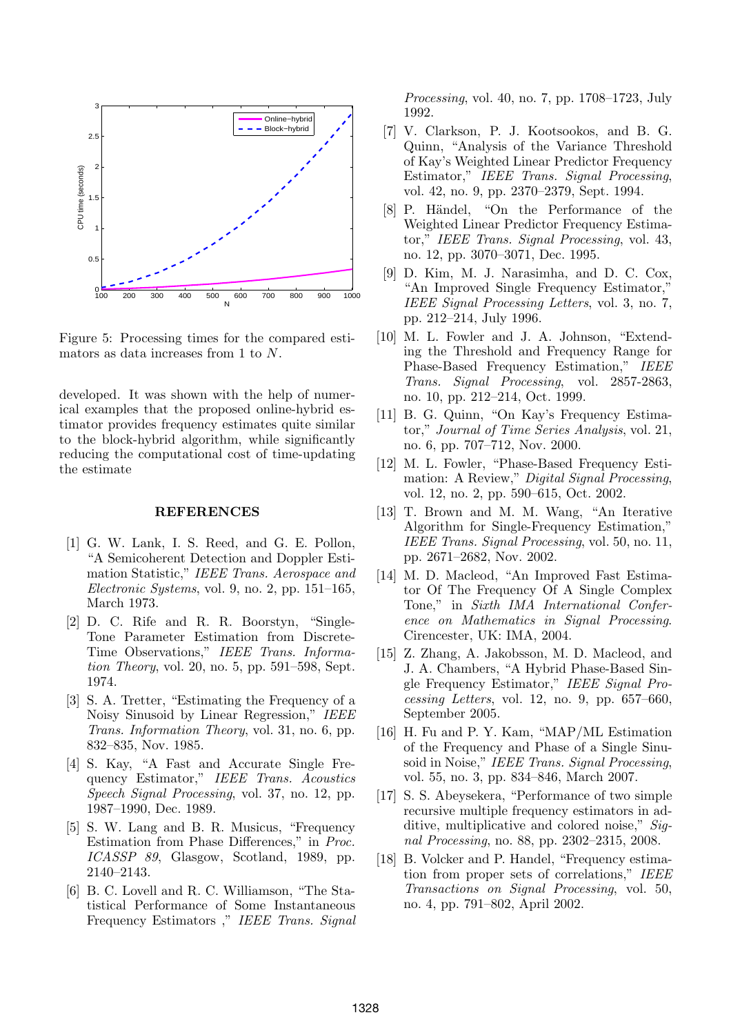CPU time (seconds)

3

2.5

2

1.5

1

0.5

0

100 200 300 400 500 600 700 800 900 1000

N

Online−hybrid

Block−hybrid

Figure 5: Processing times for the compared estimators as data increases from 1 to $N$.

developed. It was shown with the help of numerical examples that the proposed online-hybrid estimator provides frequency estimates quite similar to the block-hybrid algorithm, while significantly reducing the computational cost of time-updating the estimate

## REFERENCES

[1] G. W. Lank, I. S. Reed, and G. E. Pollon, "A Semicoherent Detection and Doppler Estimation Statistic," *IEEE Trans. Aerospace and Electronic Systems*, vol. 9, no. 2, pp. 151–165, March 1973.

[2] D. C. Rife and R. R. Boorstyn, "Single-Tone Parameter Estimation from Discrete-Time Observations," *IEEE Trans. Information Theory*, vol. 20, no. 5, pp. 591–598, Sept. 1974.

[3] S. A. Tretter, "Estimating the Frequency of a Noisy Sinusoid by Linear Regression," *IEEE Trans. Information Theory*, vol. 31, no. 6, pp. 832–835, Nov. 1985.

[4] S. Kay, "A Fast and Accurate Single Frequency Estimator," *IEEE Trans. Acoustics Speech Signal Processing*, vol. 37, no. 12, pp. 1987–1990, Dec. 1989.

[5] S. W. Lang and B. R. Musicus, "Frequency Estimation from Phase Differences," in *Proc. ICASSP 89*, Glasgow, Scotland, 1989, pp. 2140–2143.

[6] B. C. Lovell and R. C. Williamson, "The Statistical Performance of Some Instantaneous Frequency Estimators ," *IEEE Trans. Signal Processing*, vol. 40, no. 7, pp. 1708–1723, July 1992.

[7] V. Clarkson, P. J. Kootsookos, and B. G. Quinn, "Analysis of the Variance Threshold of Kay's Weighted Linear Predictor Frequency Estimator," *IEEE Trans. Signal Processing*, vol. 42, no. 9, pp. 2370–2379, Sept. 1994.

[8] P. Händel, "On the Performance of the Weighted Linear Predictor Frequency Estimator," *IEEE Trans. Signal Processing*, vol. 43, no. 12, pp. 3070–3071, Dec. 1995.

[9] D. Kim, M. J. Narasimha, and D. C. Cox, "An Improved Single Frequency Estimator," *IEEE Signal Processing Letters*, vol. 3, no. 7, pp. 212–214, July 1996.

[10] M. L. Fowler and J. A. Johnson, "Extending the Threshold and Frequency Range for Phase-Based Frequency Estimation," *IEEE Trans. Signal Processing*, vol. 2857-2863, no. 10, pp. 212–214, Oct. 1999.

[11] B. G. Quinn, "On Kay's Frequency Estimator," *Journal of Time Series Analysis*, vol. 21, no. 6, pp. 707–712, Nov. 2000.

[12] M. L. Fowler, "Phase-Based Frequency Estimation: A Review," *Digital Signal Processing*, vol. 12, no. 2, pp. 590–615, Oct. 2002.

[13] T. Brown and M. M. Wang, "An Iterative Algorithm for Single-Frequency Estimation," *IEEE Trans. Signal Processing*, vol. 50, no. 11, pp. 2671–2682, Nov. 2002.

[14] M. D. Macleod, "An Improved Fast Estimator Of The Frequency Of A Single Complex Tone," in *Sixth IMA International Conference on Mathematics in Signal Processing*. Cirencester, UK: IMA, 2004.

[15] Z. Zhang, A. Jakobsson, M. D. Macleod, and J. A. Chambers, "A Hybrid Phase-Based Single Frequency Estimator," *IEEE Signal Processing Letters*, vol. 12, no. 9, pp. 657–660, September 2005.

[16] H. Fu and P. Y. Kam, "MAP/ML Estimation of the Frequency and Phase of a Single Sinusoid in Noise," *IEEE Trans. Signal Processing*, vol. 55, no. 3, pp. 834–846, March 2007.

[17] S. S. Abeysekera, "Performance of two simple recursive multiple frequency estimators in additive, multiplicative and colored noise," *Signal Processing*, no. 88, pp. 2302–2315, 2008.

[18] B. Volcker and P. Handel, "Frequency estimation from proper sets of correlations," *IEEE Transactions on Signal Processing*, vol. 50, no. 4, pp. 791–802, April 2002.